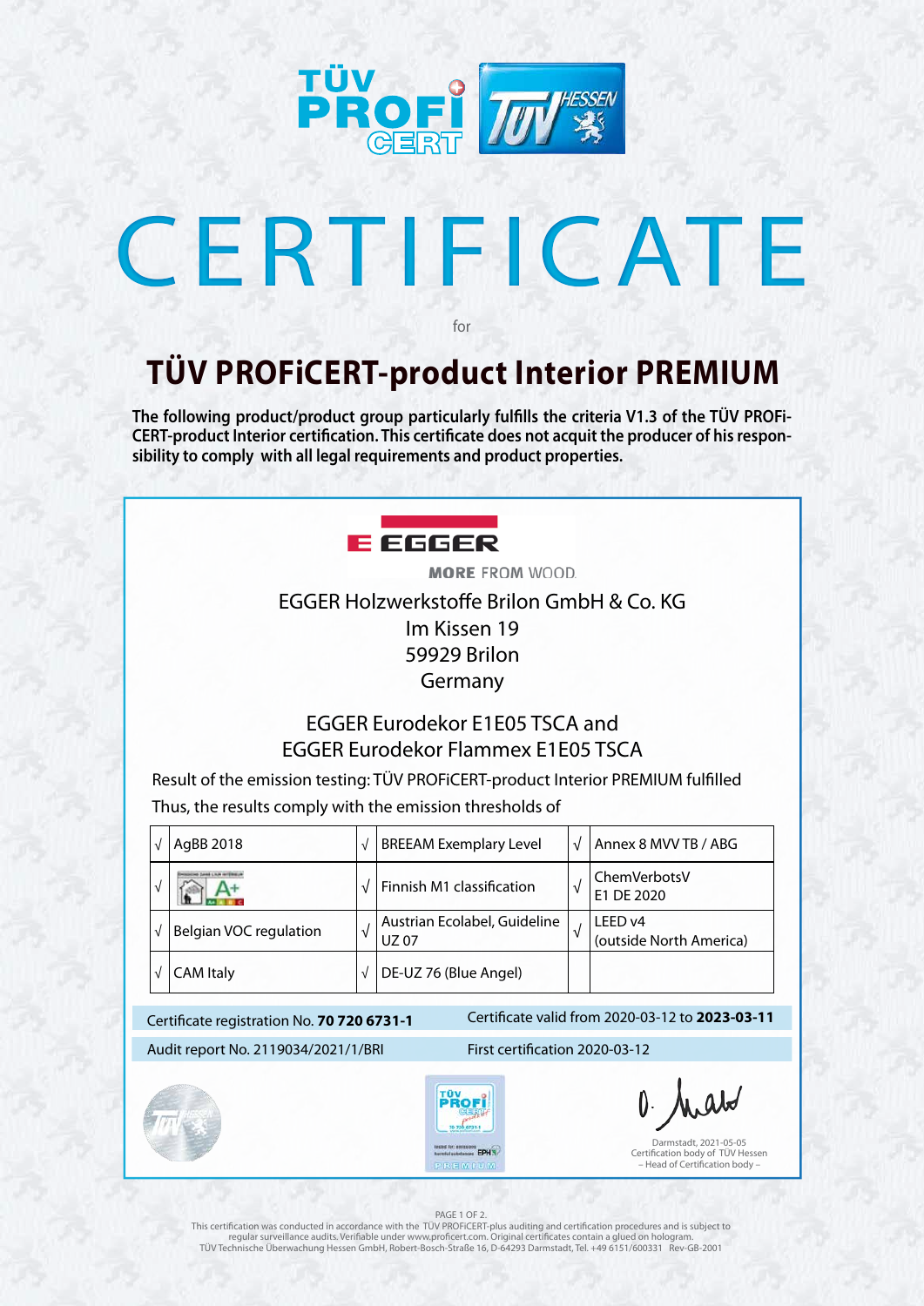# CERTIFICATE

for

## TÜV PROFiCERT-product Interior PREMIUM

**The following product/product group particularly fulfills the criteria V1.3 of the TÜV PROFi-CERT-product Interior certification. This certificate does not acquit the producer of his responsibility to comply with all legal requirements and product properties.**

EGGER

MORE FROM WOOD.

EGGER Holzwerkstoffe Brilon GmbH & Co. KG
Im Kissen 19
59929 Brilon
Germany

EGGER Eurodekor E1E05 TSCA and
EGGER Eurodekor Flammex E1E05 TSCA

Result of the emission testing: TÜV PROFiCERT-product Interior PREMIUM fulfilled

Thus, the results comply with the emission thresholds of

| √ | AgBB 2018 | √ | BREEAM Exemplary Level | √ | Annex 8 MVV TB / ABG |
|---|---|---|---|---|---|
| √ | Émissions dans l'air intérieur A+ | √ | Finnish M1 classification | √ | ChemVerbotsV E1 DE 2020 |
| √ | Belgian VOC regulation | √ | Austrian Ecolabel, Guideline UZ 07 | √ | LEED v4 (outside North America) |
| √ | CAM Italy | √ | DE-UZ 76 (Blue Angel) | | |

Certificate registration No. **70 720 6731-1**

Certificate valid from 2020-03-12 to **2023-03-11**

Audit report No. 2119034/2021/1/BRI

First certification 2020-03-12

Darmstadt, 2021-05-05
Certification body of TÜV Hessen
– Head of Certification body –

This certification was conducted in accordance with the TÜV PROFiCERT-plus auditing and certification procedures and is subject to regular surveillance audits. Verifiable under www.proficert.com. Original certificates contain a glued on hologram.
TÜV Technische Überwachung Hessen GmbH, Robert-Bosch-Straße 16, D-64293 Darmstadt, Tel. +49 6151/600331 Rev-GB-2001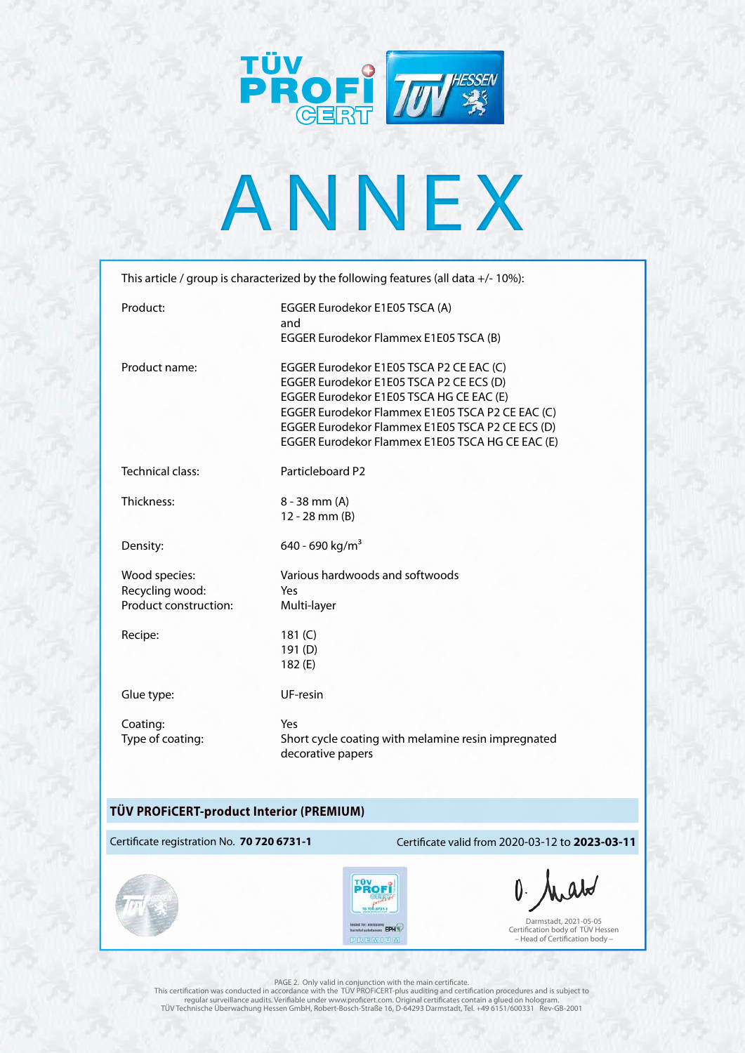# ANNEX

This article / group is characterized by the following features (all data +/- 10%):

| | |
|---|---|
| Product: | EGGER Eurodekor E1E05 TSCA (A)<br>and<br>EGGER Eurodekor Flammex E1E05 TSCA (B) |
| Product name: | EGGER Eurodekor E1E05 TSCA P2 CE EAC (C)<br>EGGER Eurodekor E1E05 TSCA P2 CE ECS (D)<br>EGGER Eurodekor E1E05 TSCA HG CE EAC (E)<br>EGGER Eurodekor Flammex E1E05 TSCA P2 CE EAC (C)<br>EGGER Eurodekor Flammex E1E05 TSCA P2 CE ECS (D)<br>EGGER Eurodekor Flammex E1E05 TSCA HG CE EAC (E) |
| Technical class: | Particleboard P2 |
| Thickness: | 8 - 38 mm (A)<br>12 - 28 mm (B) |
| Density: | 640 - 690 kg/m$^3$ |
| Wood species: | Various hardwoods and softwoods |
| Recycling wood: | Yes |
| Product construction: | Multi-layer |
| Recipe: | 181 (C)<br>191 (D)<br>182 (E) |
| Glue type: | UF-resin |
| Coating: | Yes |
| Type of coating: | Short cycle coating with melamine resin impregnated decorative papers |

**TÜV PROFiCERT-product Interior (PREMIUM)**

Certificate registration No. **70 720 6731-1**

Certificate valid from 2020-03-12 to **2023-03-11**

Darmstadt, 2021-05-05
Certification body of TÜV Hessen
– Head of Certification body –

PAGE 2. Only valid in conjunction with the main certificate.
This certification was conducted in accordance with the TÜV PROFiCERT-plus auditing and certification procedures and is subject to regular surveillance audits. Verifiable under www.proficert.com. Original certificates contain a glued on hologram.
TÜV Technische Überwachung Hessen GmbH, Robert-Bosch-Straße 16, D-64293 Darmstadt, Tel. +49 6151/600331 Rev-GB-2001